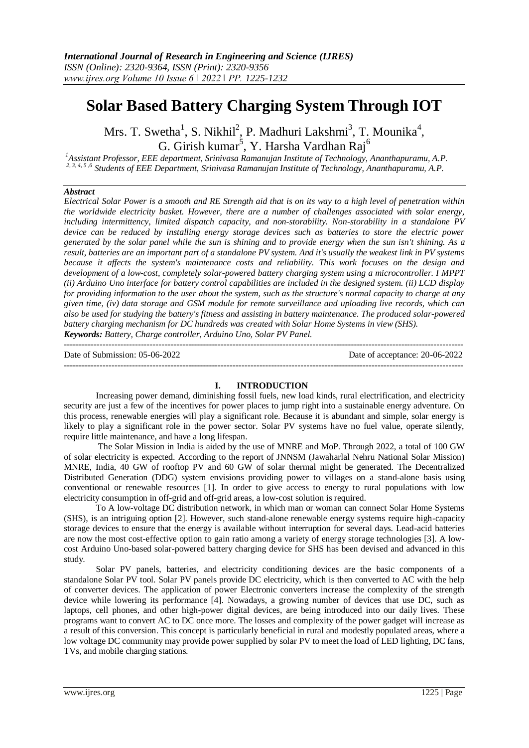*International Journal of Research in Engineering and Science (IJRES)*
*ISSN (Online): 2320-9364, ISSN (Print): 2320-9356*
*www.ijres.org Volume 10 Issue 6 ǁ 2022 ǁ PP. 1225-1232*

# Solar Based Battery Charging System Through IOT

Mrs. T. Swetha[1], S. Nikhil[2], P. Madhuri Lakshmi[3], T. Mounika[4], G. Girish kumar[5], Y. Harsha Vardhan Raj[6]

*[1]Assistant Professor, EEE department, Srinivasa Ramanujan Institute of Technology, Ananthapuramu, A.P.*
*[2, 3, 4, 5 ,6] Students of EEE Department, Srinivasa Ramanujan Institute of Technology, Ananthapuramu, A.P.*

***Abstract***

*Electrical Solar Power is a smooth and RE Strength aid that is on its way to a high level of penetration within the worldwide electricity basket. However, there are a number of challenges associated with solar energy, including intermittency, limited dispatch capacity, and non-storability. Non-storability in a standalone PV device can be reduced by installing energy storage devices such as batteries to store the electric power generated by the solar panel while the sun is shining and to provide energy when the sun isn't shining. As a result, batteries are an important part of a standalone PV system. And it's usually the weakest link in PV systems because it affects the system's maintenance costs and reliability. This work focuses on the design and development of a low-cost, completely solar-powered battery charging system using a microcontroller. I MPPT (ii) Arduino Uno interface for battery control capabilities are included in the designed system. (ii) LCD display for providing information to the user about the system, such as the structure's normal capacity to charge at any given time, (iv) data storage and GSM module for remote surveillance and uploading live records, which can also be used for studying the battery's fitness and assisting in battery maintenance. The produced solar-powered battery charging mechanism for DC hundreds was created with Solar Home Systems in view (SHS).*

***Keywords:*** *Battery, Charge controller, Arduino Uno, Solar PV Panel.*

---

Date of Submission: 05-06-2022 Date of acceptance: 20-06-2022

---

## I. INTRODUCTION

Increasing power demand, diminishing fossil fuels, new load kinds, rural electrification, and electricity security are just a few of the incentives for power places to jump right into a sustainable energy adventure. On this process, renewable energies will play a significant role. Because it is abundant and simple, solar energy is likely to play a significant role in the power sector. Solar PV systems have no fuel value, operate silently, require little maintenance, and have a long lifespan.

The Solar Mission in India is aided by the use of MNRE and MoP. Through 2022, a total of 100 GW of solar electricity is expected. According to the report of JNNSM (Jawaharlal Nehru National Solar Mission) MNRE, India, 40 GW of rooftop PV and 60 GW of solar thermal might be generated. The Decentralized Distributed Generation (DDG) system envisions providing power to villages on a stand-alone basis using conventional or renewable resources [1]. In order to give access to energy to rural populations with low electricity consumption in off-grid and off-grid areas, a low-cost solution is required.

To A low-voltage DC distribution network, in which man or woman can connect Solar Home Systems (SHS), is an intriguing option [2]. However, such stand-alone renewable energy systems require high-capacity storage devices to ensure that the energy is available without interruption for several days. Lead-acid batteries are now the most cost-effective option to gain ratio among a variety of energy storage technologies [3]. A low-cost Arduino Uno-based solar-powered battery charging device for SHS has been devised and advanced in this study.

Solar PV panels, batteries, and electricity conditioning devices are the basic components of a standalone Solar PV tool. Solar PV panels provide DC electricity, which is then converted to AC with the help of converter devices. The application of power Electronic converters increase the complexity of the strength device while lowering its performance [4]. Nowadays, a growing number of devices that use DC, such as laptops, cell phones, and other high-power digital devices, are being introduced into our daily lives. These programs want to convert AC to DC once more. The losses and complexity of the power gadget will increase as a result of this conversion. This concept is particularly beneficial in rural and modestly populated areas, where a low voltage DC community may provide power supplied by solar PV to meet the load of LED lighting, DC fans, TVs, and mobile charging stations.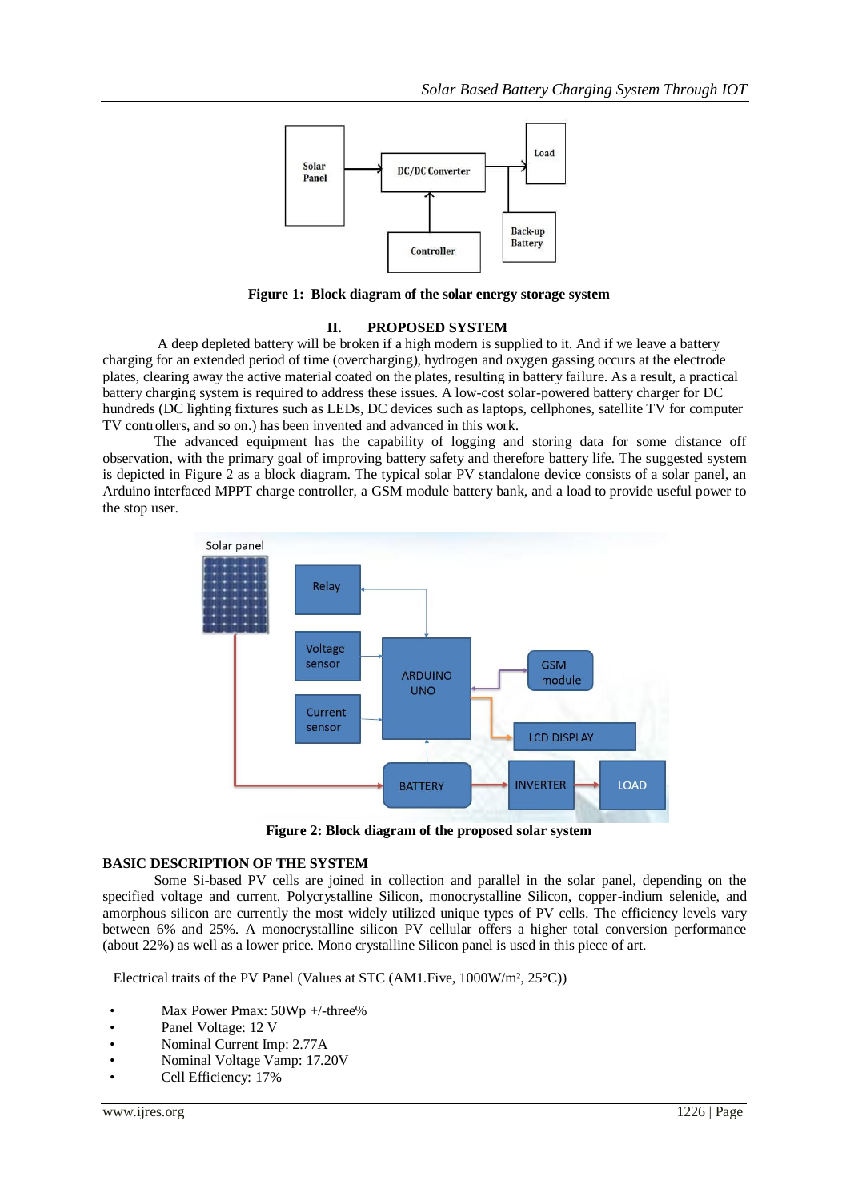Figure 1: Block diagram of the solar energy storage system

## II. PROPOSED SYSTEM

A deep depleted battery will be broken if a high modern is supplied to it. And if we leave a battery charging for an extended period of time (overcharging), hydrogen and oxygen gassing occurs at the electrode plates, clearing away the active material coated on the plates, resulting in battery failure. As a result, a practical battery charging system is required to address these issues. A low-cost solar-powered battery charger for DC hundreds (DC lighting fixtures such as LEDs, DC devices such as laptops, cellphones, satellite TV for computer TV controllers, and so on.) has been invented and advanced in this work.

The advanced equipment has the capability of logging and storing data for some distance off observation, with the primary goal of improving battery safety and therefore battery life. The suggested system is depicted in Figure 2 as a block diagram. The typical solar PV standalone device consists of a solar panel, an Arduino interfaced MPPT charge controller, a GSM module battery bank, and a load to provide useful power to the stop user.

Figure 2: Block diagram of the proposed solar system

**BASIC DESCRIPTION OF THE SYSTEM**

Some Si-based PV cells are joined in collection and parallel in the solar panel, depending on the specified voltage and current. Polycrystalline Silicon, monocrystalline Silicon, copper-indium selenide, and amorphous silicon are currently the most widely utilized unique types of PV cells. The efficiency levels vary between 6% and 25%. A monocrystalline silicon PV cellular offers a higher total conversion performance (about 22%) as well as a lower price. Mono crystalline Silicon panel is used in this piece of art.

Electrical traits of the PV Panel (Values at STC (AM1.Five, 1000W/m², 25°C))

- Max Power Pmax: 50Wp +/-three%
- Panel Voltage: 12 V
- Nominal Current Imp: 2.77A
- Nominal Voltage Vamp: 17.20V
- Cell Efficiency: 17%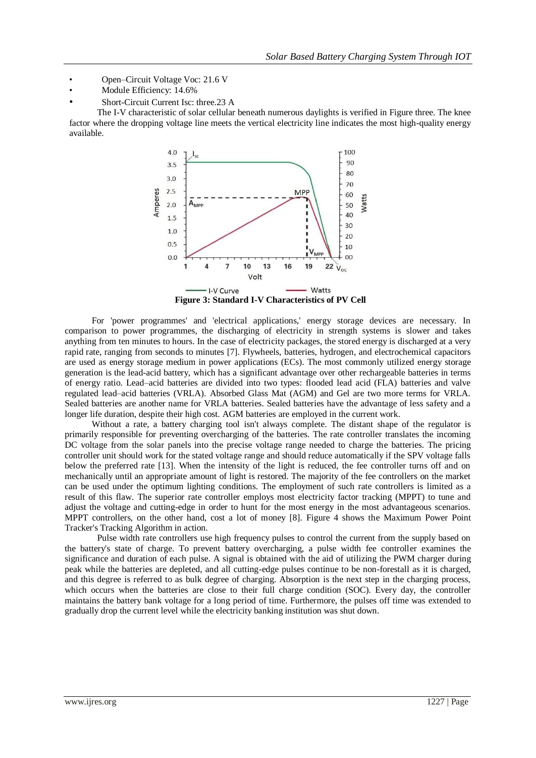- Open–Circuit Voltage Voc: 21.6 V
- Module Efficiency: 14.6%
- Short-Circuit Current Isc: three.23 A

The I-V characteristic of solar cellular beneath numerous daylights is verified in Figure three. The knee factor where the dropping voltage line meets the vertical electricity line indicates the most high-quality energy available.

**Figure 3: Standard I-V Characteristics of PV Cell**

For 'power programmes' and 'electrical applications,' energy storage devices are necessary. In comparison to power programmes, the discharging of electricity in strength systems is slower and takes anything from ten minutes to hours. In the case of electricity packages, the stored energy is discharged at a very rapid rate, ranging from seconds to minutes [7]. Flywheels, batteries, hydrogen, and electrochemical capacitors are used as energy storage medium in power applications (ECs). The most commonly utilized energy storage generation is the lead-acid battery, which has a significant advantage over other rechargeable batteries in terms of energy ratio. Lead–acid batteries are divided into two types: flooded lead acid (FLA) batteries and valve regulated lead–acid batteries (VRLA). Absorbed Glass Mat (AGM) and Gel are two more terms for VRLA. Sealed batteries are another name for VRLA batteries. Sealed batteries have the advantage of less safety and a longer life duration, despite their high cost. AGM batteries are employed in the current work.

Without a rate, a battery charging tool isn't always complete. The distant shape of the regulator is primarily responsible for preventing overcharging of the batteries. The rate controller translates the incoming DC voltage from the solar panels into the precise voltage range needed to charge the batteries. The pricing controller unit should work for the stated voltage range and should reduce automatically if the SPV voltage falls below the preferred rate [13]. When the intensity of the light is reduced, the fee controller turns off and on mechanically until an appropriate amount of light is restored. The majority of the fee controllers on the market can be used under the optimum lighting conditions. The employment of such rate controllers is limited as a result of this flaw. The superior rate controller employs most electricity factor tracking (MPPT) to tune and adjust the voltage and cutting-edge in order to hunt for the most energy in the most advantageous scenarios. MPPT controllers, on the other hand, cost a lot of money [8]. Figure 4 shows the Maximum Power Point Tracker's Tracking Algorithm in action.

Pulse width rate controllers use high frequency pulses to control the current from the supply based on the battery's state of charge. To prevent battery overcharging, a pulse width fee controller examines the significance and duration of each pulse. A signal is obtained with the aid of utilizing the PWM charger during peak while the batteries are depleted, and all cutting-edge pulses continue to be non-forestall as it is charged, and this degree is referred to as bulk degree of charging. Absorption is the next step in the charging process, which occurs when the batteries are close to their full charge condition (SOC). Every day, the controller maintains the battery bank voltage for a long period of time. Furthermore, the pulses off time was extended to gradually drop the current level while the electricity banking institution was shut down.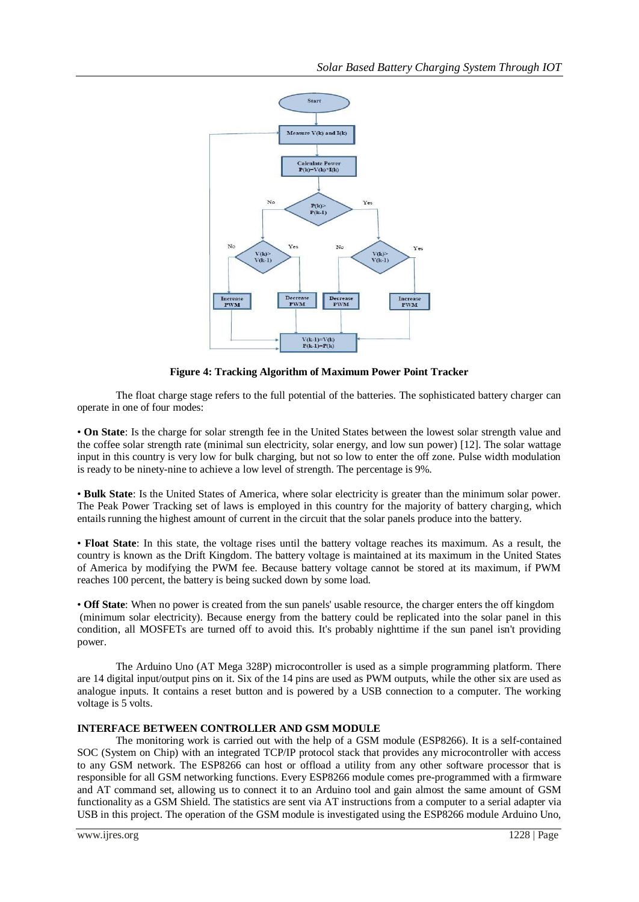**Figure 4: Tracking Algorithm of Maximum Power Point Tracker**

The float charge stage refers to the full potential of the batteries. The sophisticated battery charger can operate in one of four modes:

• **On State**: Is the charge for solar strength fee in the United States between the lowest solar strength value and the coffee solar strength rate (minimal sun electricity, solar energy, and low sun power) [12]. The solar wattage input in this country is very low for bulk charging, but not so low to enter the off zone. Pulse width modulation is ready to be ninety-nine to achieve a low level of strength. The percentage is 9%.

• **Bulk State**: Is the United States of America, where solar electricity is greater than the minimum solar power. The Peak Power Tracking set of laws is employed in this country for the majority of battery charging, which entails running the highest amount of current in the circuit that the solar panels produce into the battery.

• **Float State**: In this state, the voltage rises until the battery voltage reaches its maximum. As a result, the country is known as the Drift Kingdom. The battery voltage is maintained at its maximum in the United States of America by modifying the PWM fee. Because battery voltage cannot be stored at its maximum, if PWM reaches 100 percent, the battery is being sucked down by some load.

• **Off State**: When no power is created from the sun panels' usable resource, the charger enters the off kingdom (minimum solar electricity). Because energy from the battery could be replicated into the solar panel in this condition, all MOSFETs are turned off to avoid this. It's probably nighttime if the sun panel isn't providing power.

The Arduino Uno (AT Mega 328P) microcontroller is used as a simple programming platform. There are 14 digital input/output pins on it. Six of the 14 pins are used as PWM outputs, while the other six are used as analogue inputs. It contains a reset button and is powered by a USB connection to a computer. The working voltage is 5 volts.

**INTERFACE BETWEEN CONTROLLER AND GSM MODULE**

The monitoring work is carried out with the help of a GSM module (ESP8266). It is a self-contained SOC (System on Chip) with an integrated TCP/IP protocol stack that provides any microcontroller with access to any GSM network. The ESP8266 can host or offload a utility from any other software processor that is responsible for all GSM networking functions. Every ESP8266 module comes pre-programmed with a firmware and AT command set, allowing us to connect it to an Arduino tool and gain almost the same amount of GSM functionality as a GSM Shield. The statistics are sent via AT instructions from a computer to a serial adapter via USB in this project. The operation of the GSM module is investigated using the ESP8266 module Arduino Uno,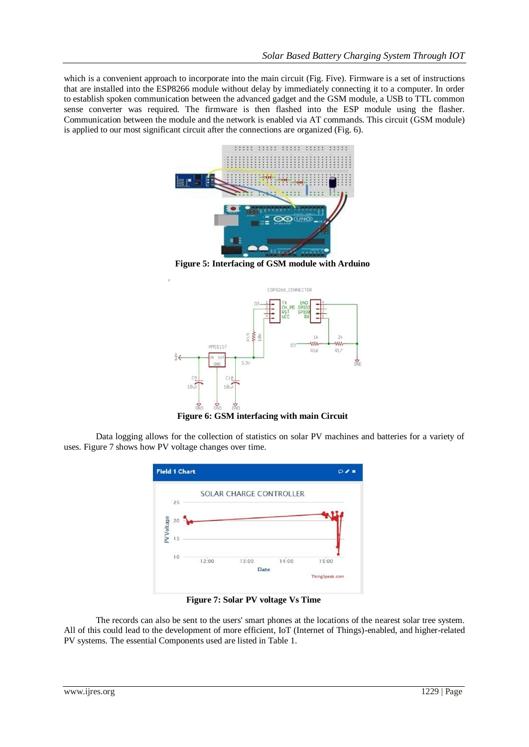which is a convenient approach to incorporate into the main circuit (Fig. Five). Firmware is a set of instructions that are installed into the ESP8266 module without delay by immediately connecting it to a computer. In order to establish spoken communication between the advanced gadget and the GSM module, a USB to TTL common sense converter was required. The firmware is then flashed into the ESP module using the flasher. Communication between the module and the network is enabled via AT commands. This circuit (GSM module) is applied to our most significant circuit after the connections are organized (Fig. 6).

**Figure 5: Interfacing of GSM module with Arduino**

**Figure 6: GSM interfacing with main Circuit**

Data logging allows for the collection of statistics on solar PV machines and batteries for a variety of uses. Figure 7 shows how PV voltage changes over time.

**Figure 7: Solar PV voltage Vs Time**

The records can also be sent to the users' smart phones at the locations of the nearest solar tree system. All of this could lead to the development of more efficient, IoT (Internet of Things)-enabled, and higher-related PV systems. The essential Components used are listed in Table 1.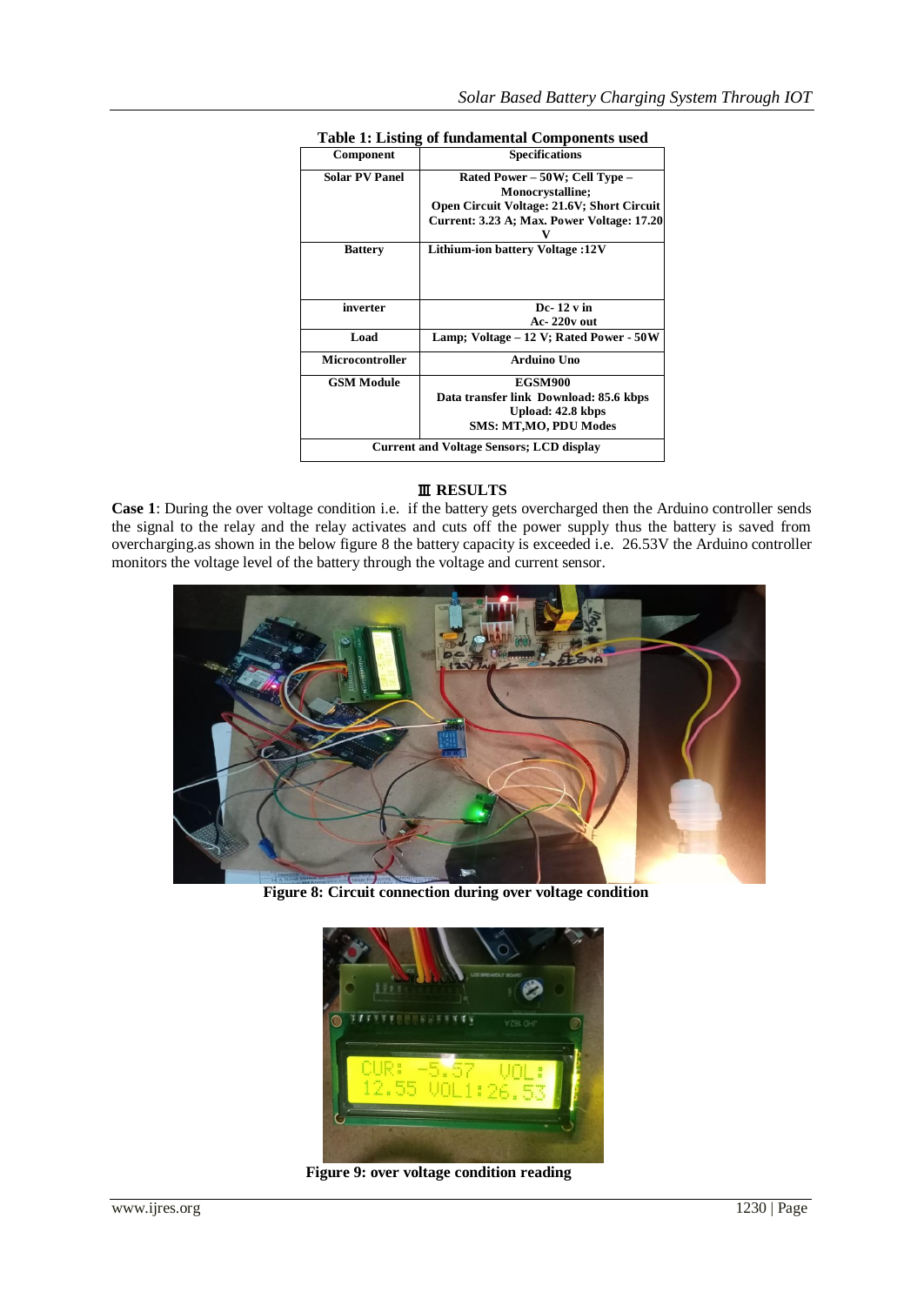**Table 1: Listing of fundamental Components used**

| Component | Specifications |
|---|---|
| Solar PV Panel | Rated Power – 50W; Cell Type – Monocrystalline; Open Circuit Voltage: 21.6V; Short Circuit Current: 3.23 A; Max. Power Voltage: 17.20 V |
| Battery | Lithium-ion battery Voltage :12V |
| inverter | Dc- 12 v in Ac- 220v out |
| Load | Lamp; Voltage – 12 V; Rated Power - 50W |
| Microcontroller | Arduino Uno |
| GSM Module | EGSM900 Data transfer link Download: 85.6 kbps Upload: 42.8 kbps SMS: MT,MO, PDU Modes |
| Current and Voltage Sensors; LCD display | |

## Ⅲ RESULTS

**Case 1**: During the over voltage condition i.e. if the battery gets overcharged then the Arduino controller sends the signal to the relay and the relay activates and cuts off the power supply thus the battery is saved from overcharging.as shown in the below figure 8 the battery capacity is exceeded i.e. 26.53V the Arduino controller monitors the voltage level of the battery through the voltage and current sensor.

**Figure 8: Circuit connection during over voltage condition**

**Figure 9: over voltage condition reading**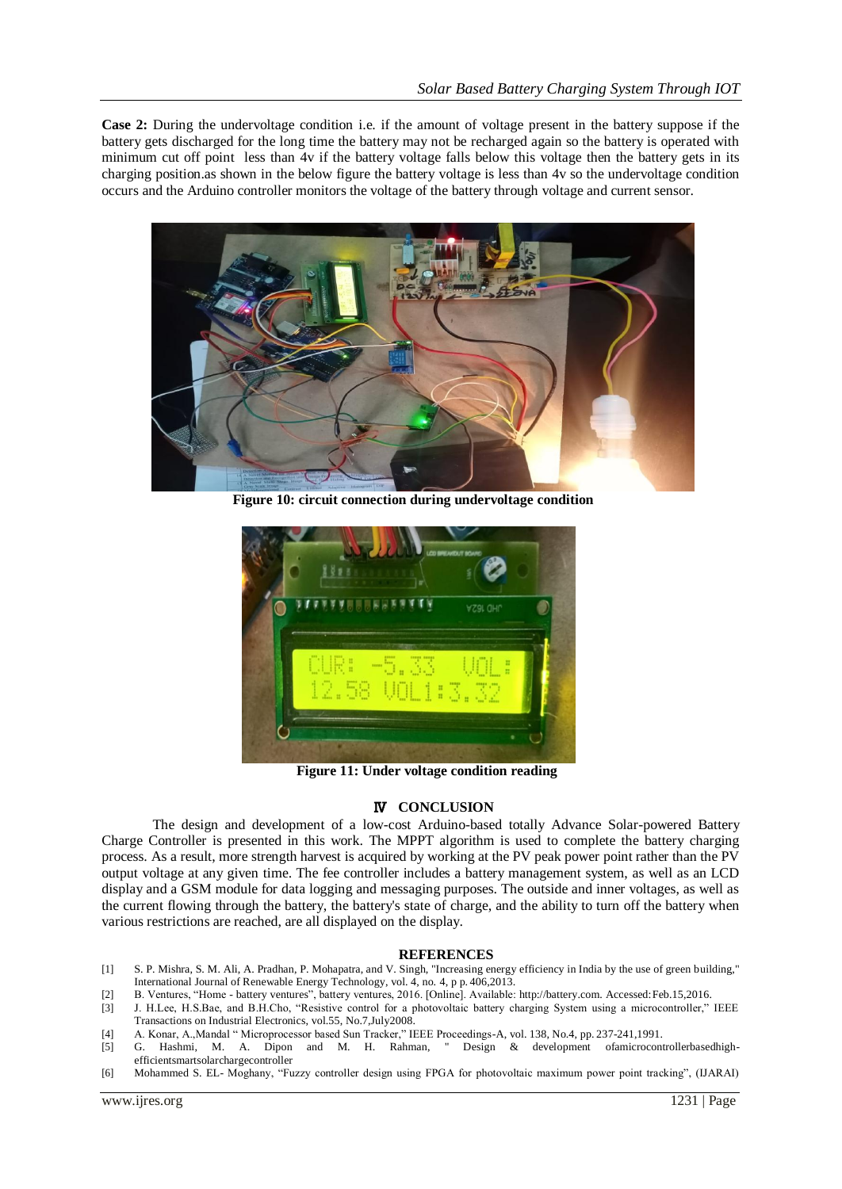**Case 2:** During the undervoltage condition i.e. if the amount of voltage present in the battery suppose if the battery gets discharged for the long time the battery may not be recharged again so the battery is operated with minimum cut off point less than 4v if the battery voltage falls below this voltage then the battery gets in its charging position.as shown in the below figure the battery voltage is less than 4v so the undervoltage condition occurs and the Arduino controller monitors the voltage of the battery through voltage and current sensor.

**Figure 10: circuit connection during undervoltage condition**

**Figure 11: Under voltage condition reading**

## Ⅳ CONCLUSION

The design and development of a low-cost Arduino-based totally Advance Solar-powered Battery Charge Controller is presented in this work. The MPPT algorithm is used to complete the battery charging process. As a result, more strength harvest is acquired by working at the PV peak power point rather than the PV output voltage at any given time. The fee controller includes a battery management system, as well as an LCD display and a GSM module for data logging and messaging purposes. The outside and inner voltages, as well as the current flowing through the battery, the battery's state of charge, and the ability to turn off the battery when various restrictions are reached, are all displayed on the display.

## REFERENCES

[1] S. P. Mishra, S. M. Ali, A. Pradhan, P. Mohapatra, and V. Singh, "Increasing energy efficiency in India by the use of green building," International Journal of Renewable Energy Technology, vol. 4, no. 4, p p. 406,2013.

[2] B. Ventures, "Home - battery ventures", battery ventures, 2016. [Online]. Available: http://battery.com. Accessed: Feb.15,2016.

[3] J. H.Lee, H.S.Bae, and B.H.Cho, "Resistive control for a photovoltaic battery charging System using a microcontroller," IEEE Transactions on Industrial Electronics, vol.55, No.7,July2008.

[4] A. Konar, A.,Mandal " Microprocessor based Sun Tracker," IEEE Proceedings-A, vol. 138, No.4, pp. 237-241,1991.

[5] G. Hashmi, M. A. Dipon and M. H. Rahman, " Design & development ofamicrocontrollerbasedhigh-efficientsmartsolarchargecontroller

[6] Mohammed S. EL- Moghany, "Fuzzy controller design using FPGA for photovoltaic maximum power point tracking", (IJARAI)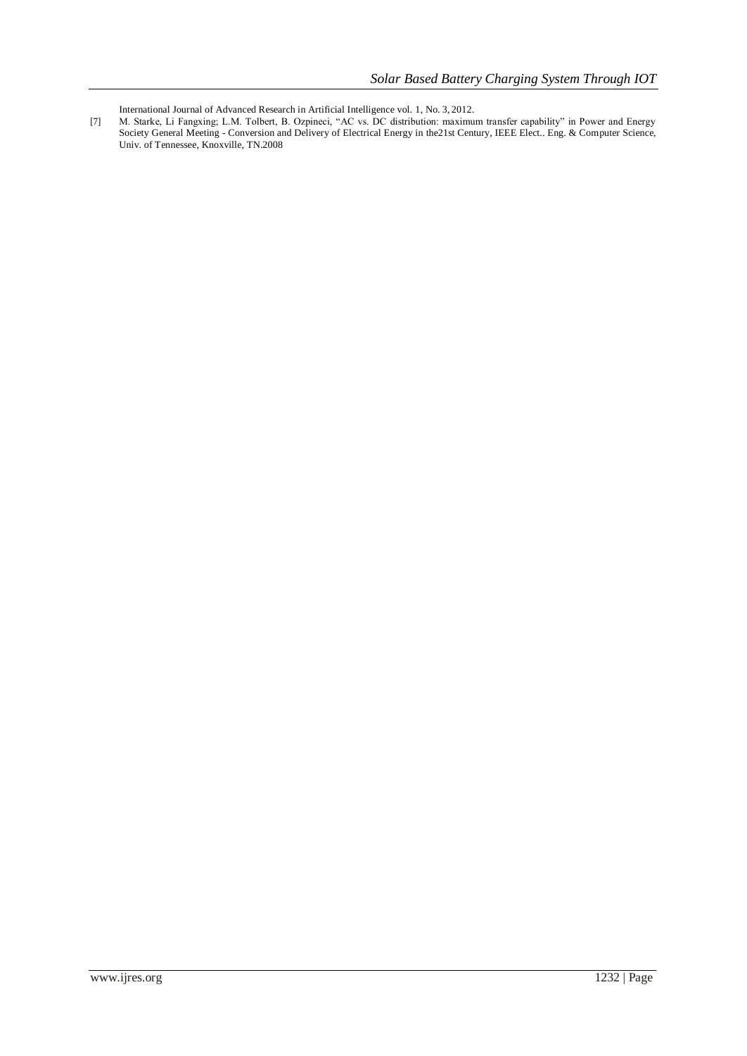International Journal of Advanced Research in Artificial Intelligence vol. 1, No. 3, 2012.

[7] M. Starke, Li Fangxing; L.M. Tolbert, B. Ozpineci, "AC vs. DC distribution: maximum transfer capability" in Power and Energy Society General Meeting - Conversion and Delivery of Electrical Energy in the21st Century, IEEE Elect.. Eng. & Computer Science, Univ. of Tennessee, Knoxville, TN.2008